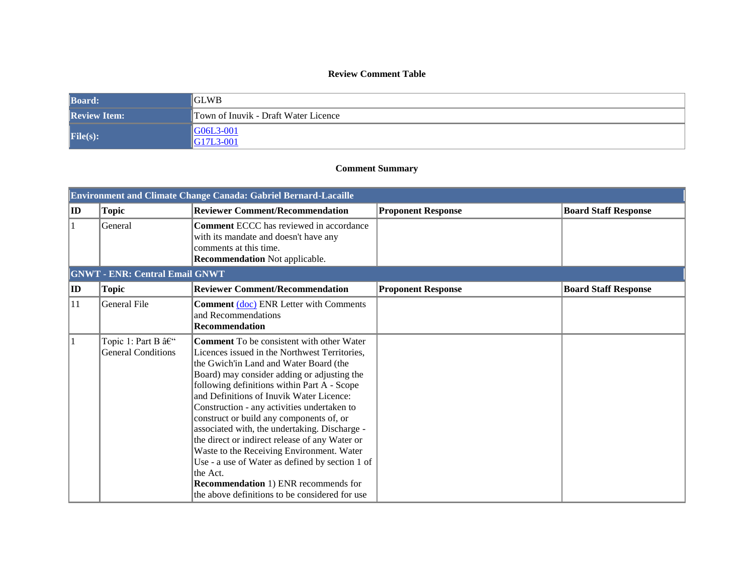# Review Comment Table

| Board: | GLWB |
|---|---|
| Review Item: | Town of Inuvik - Draft Water Licence |
| File(s): | G06L3-001<br>G17L3-001 |

## Comment Summary

| Environment and Climate Change Canada: Gabriel Bernard-Lacaille | | | | |
|---|---|---|---|---|
| **ID** | **Topic** | **Reviewer Comment/Recommendation** | **Proponent Response** | **Board Staff Response** |
| 1 | General | **Comment** ECCC has reviewed in accordance with its mandate and doesn't have any comments at this time.<br>**Recommendation** Not applicable. | | |
| **GNWT - ENR: Central Email GNWT** | | | | |
| **ID** | **Topic** | **Reviewer Comment/Recommendation** | **Proponent Response** | **Board Staff Response** |
| 11 | General File | **Comment** (doc) ENR Letter with Comments and Recommendations<br>**Recommendation** | | |
| 1 | Topic 1: Part B â€“ General Conditions | **Comment** To be consistent with other Water Licences issued in the Northwest Territories, the Gwich'in Land and Water Board (the Board) may consider adding or adjusting the following definitions within Part A - Scope and Definitions of Inuvik Water Licence: Construction - any activities undertaken to construct or build any components of, or associated with, the undertaking. Discharge - the direct or indirect release of any Water or Waste to the Receiving Environment. Water Use - a use of Water as defined by section 1 of the Act.<br>**Recommendation** 1) ENR recommends for the above definitions to be considered for use | | |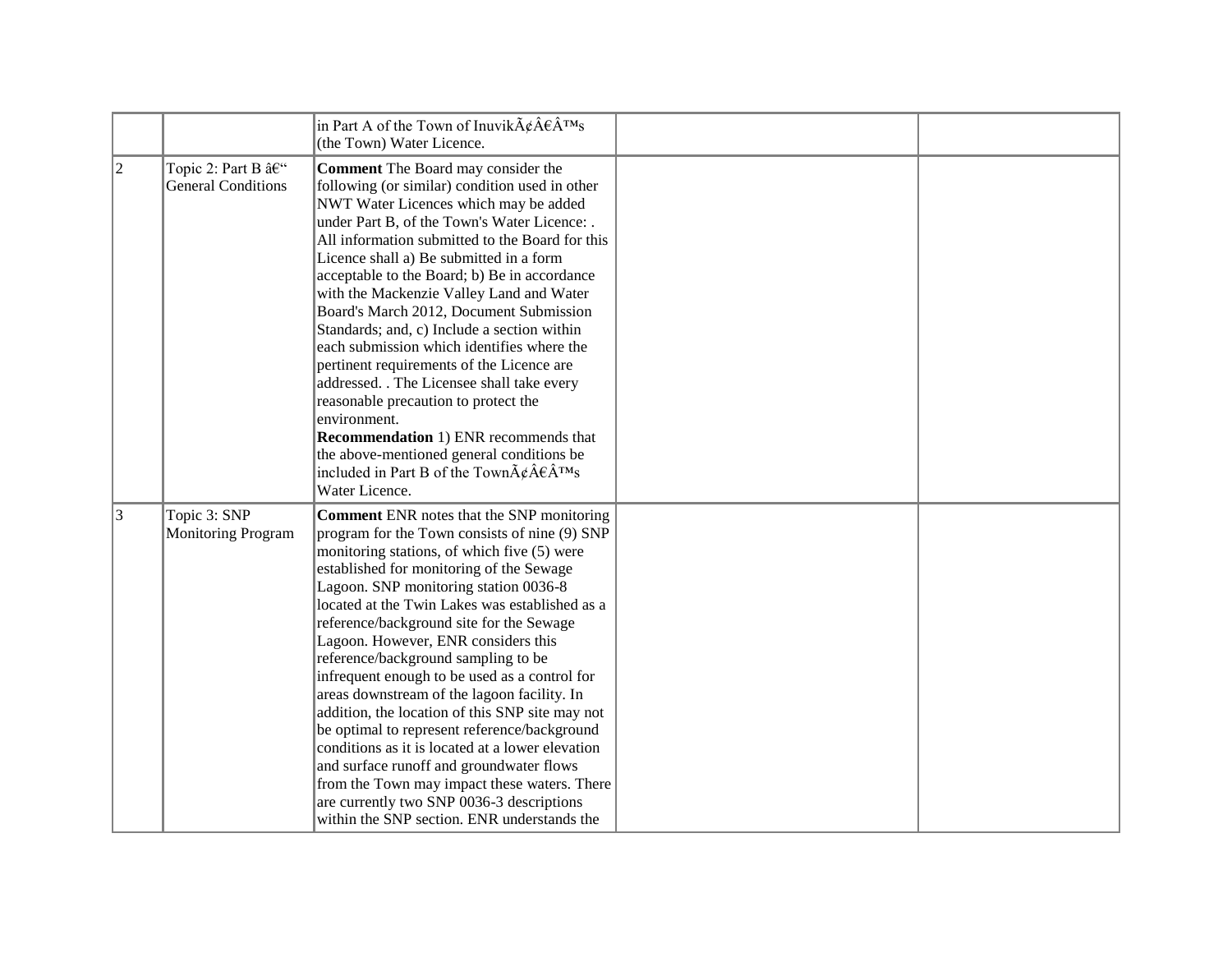| | | | | |
|---|---|---|---|---|
| | | in Part A of the Town of InuvikÃ¢Â€Â™s (the Town) Water Licence. | | |
| 2 | Topic 2: Part B â€“ General Conditions | **Comment** The Board may consider the following (or similar) condition used in other NWT Water Licences which may be added under Part B, of the Town's Water Licence: . All information submitted to the Board for this Licence shall a) Be submitted in a form acceptable to the Board; b) Be in accordance with the Mackenzie Valley Land and Water Board's March 2012, Document Submission Standards; and, c) Include a section within each submission which identifies where the pertinent requirements of the Licence are addressed. . The Licensee shall take every reasonable precaution to protect the environment.<br>**Recommendation** 1) ENR recommends that the above-mentioned general conditions be included in Part B of the TownÃ¢Â€Â™s Water Licence. | | |
| 3 | Topic 3: SNP Monitoring Program | **Comment** ENR notes that the SNP monitoring program for the Town consists of nine (9) SNP monitoring stations, of which five (5) were established for monitoring of the Sewage Lagoon. SNP monitoring station 0036-8 located at the Twin Lakes was established as a reference/background site for the Sewage Lagoon. However, ENR considers this reference/background sampling to be infrequent enough to be used as a control for areas downstream of the lagoon facility. In addition, the location of this SNP site may not be optimal to represent reference/background conditions as it is located at a lower elevation and surface runoff and groundwater flows from the Town may impact these waters. There are currently two SNP 0036-3 descriptions within the SNP section. ENR understands the | | |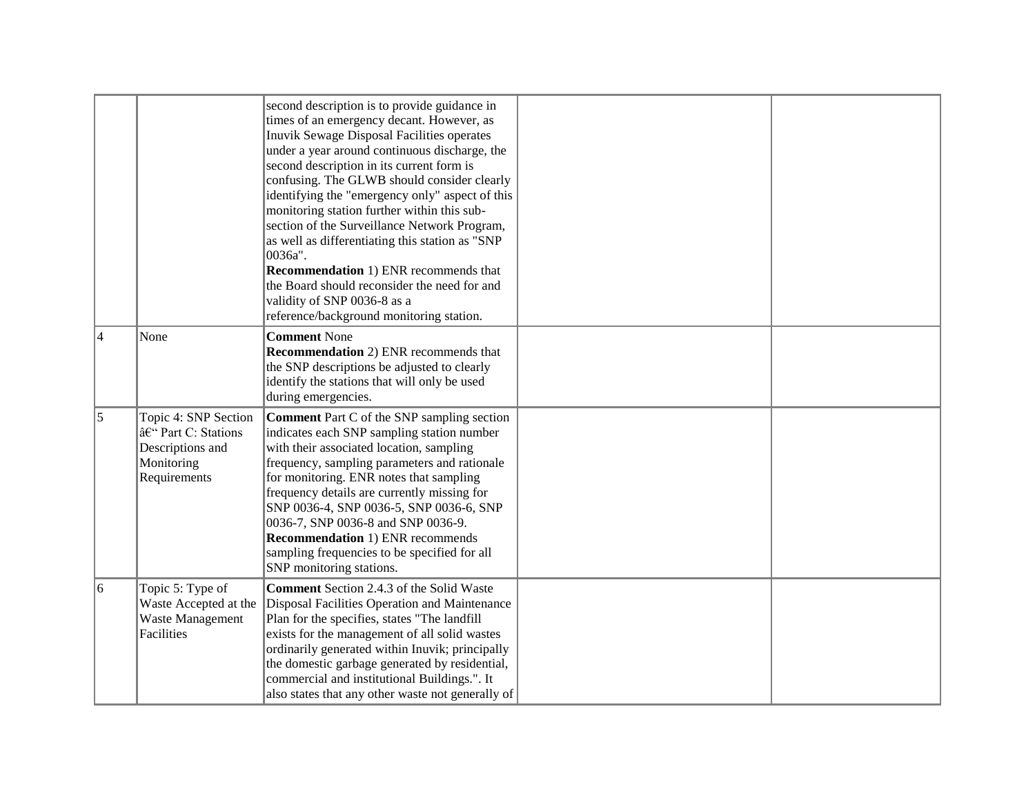| | | | | |
|---|---|---|---|---|
| | | second description is to provide guidance in times of an emergency decant. However, as Inuvik Sewage Disposal Facilities operates under a year around continuous discharge, the second description in its current form is confusing. The GLWB should consider clearly identifying the "emergency only" aspect of this monitoring station further within this sub-section of the Surveillance Network Program, as well as differentiating this station as "SNP 0036a".<br>**Recommendation** 1) ENR recommends that the Board should reconsider the need for and validity of SNP 0036-8 as a reference/background monitoring station. | | |
| 4 | None | **Comment** None<br>**Recommendation** 2) ENR recommends that the SNP descriptions be adjusted to clearly identify the stations that will only be used during emergencies. | | |
| 5 | Topic 4: SNP Section â€“ Part C: Stations Descriptions and Monitoring Requirements | **Comment** Part C of the SNP sampling section indicates each SNP sampling station number with their associated location, sampling frequency, sampling parameters and rationale for monitoring. ENR notes that sampling frequency details are currently missing for SNP 0036-4, SNP 0036-5, SNP 0036-6, SNP 0036-7, SNP 0036-8 and SNP 0036-9.<br>**Recommendation** 1) ENR recommends sampling frequencies to be specified for all SNP monitoring stations. | | |
| 6 | Topic 5: Type of Waste Accepted at the Waste Management Facilities | **Comment** Section 2.4.3 of the Solid Waste Disposal Facilities Operation and Maintenance Plan for the specifies, states "The landfill exists for the management of all solid wastes ordinarily generated within Inuvik; principally the domestic garbage generated by residential, commercial and institutional Buildings.". It also states that any other waste not generally of | | |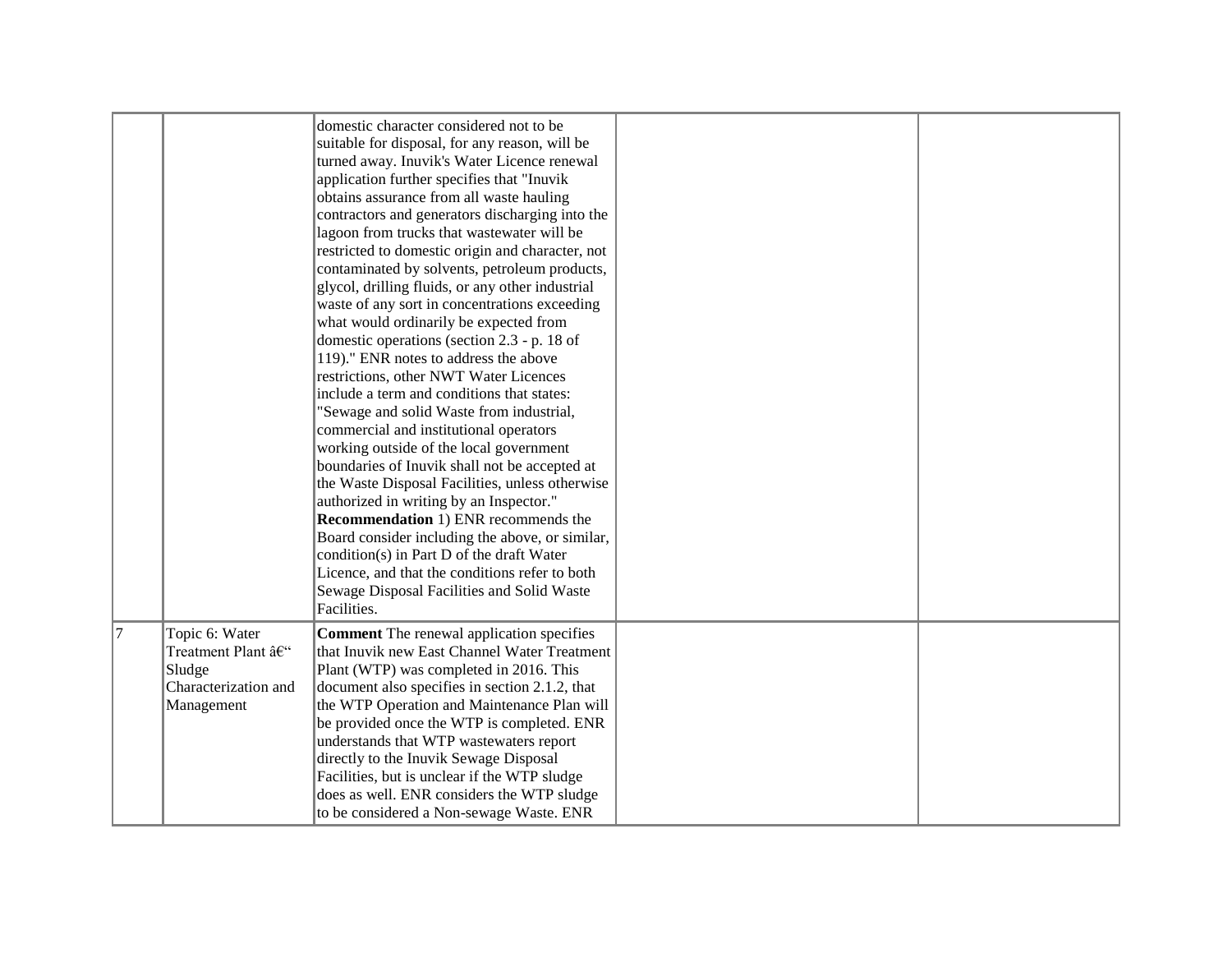| | | | | |
|---|---|---|---|---|
| | | domestic character considered not to be suitable for disposal, for any reason, will be turned away. Inuvik's Water Licence renewal application further specifies that "Inuvik obtains assurance from all waste hauling contractors and generators discharging into the lagoon from trucks that wastewater will be restricted to domestic origin and character, not contaminated by solvents, petroleum products, glycol, drilling fluids, or any other industrial waste of any sort in concentrations exceeding what would ordinarily be expected from domestic operations (section 2.3 - p. 18 of 119)." ENR notes to address the above restrictions, other NWT Water Licences include a term and conditions that states: "Sewage and solid Waste from industrial, commercial and institutional operators working outside of the local government boundaries of Inuvik shall not be accepted at the Waste Disposal Facilities, unless otherwise authorized in writing by an Inspector." **Recommendation** 1) ENR recommends the Board consider including the above, or similar, condition(s) in Part D of the draft Water Licence, and that the conditions refer to both Sewage Disposal Facilities and Solid Waste Facilities. | | |
| 7 | Topic 6: Water Treatment Plant â€“ Sludge Characterization and Management | **Comment** The renewal application specifies that Inuvik new East Channel Water Treatment Plant (WTP) was completed in 2016. This document also specifies in section 2.1.2, that the WTP Operation and Maintenance Plan will be provided once the WTP is completed. ENR understands that WTP wastewaters report directly to the Inuvik Sewage Disposal Facilities, but is unclear if the WTP sludge does as well. ENR considers the WTP sludge to be considered a Non-sewage Waste. ENR | | |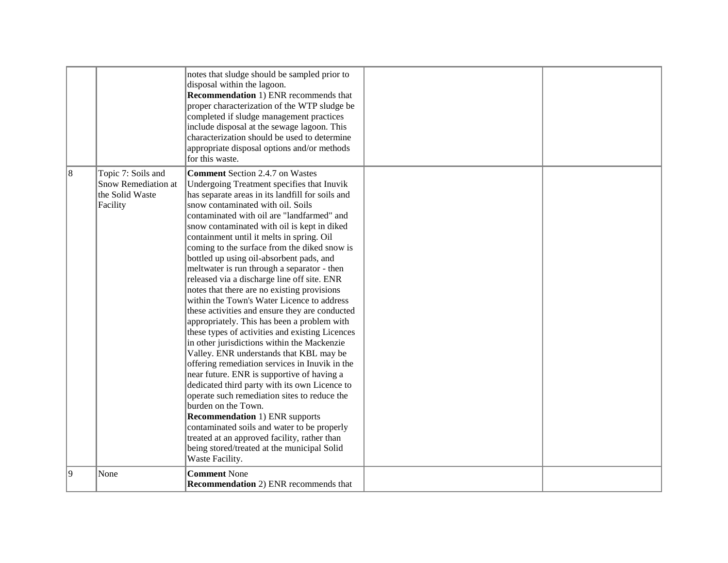| | | | | |
|---|---|---|---|---|
| | | notes that sludge should be sampled prior to disposal within the lagoon. **Recommendation** 1) ENR recommends that proper characterization of the WTP sludge be completed if sludge management practices include disposal at the sewage lagoon. This characterization should be used to determine appropriate disposal options and/or methods for this waste. | | |
| 8 | Topic 7: Soils and Snow Remediation at the Solid Waste Facility | **Comment** Section 2.4.7 on Wastes Undergoing Treatment specifies that Inuvik has separate areas in its landfill for soils and snow contaminated with oil. Soils contaminated with oil are "landfarmed" and snow contaminated with oil is kept in diked containment until it melts in spring. Oil coming to the surface from the diked snow is bottled up using oil-absorbent pads, and meltwater is run through a separator - then released via a discharge line off site. ENR notes that there are no existing provisions within the Town's Water Licence to address these activities and ensure they are conducted appropriately. This has been a problem with these types of activities and existing Licences in other jurisdictions within the Mackenzie Valley. ENR understands that KBL may be offering remediation services in Inuvik in the near future. ENR is supportive of having a dedicated third party with its own Licence to operate such remediation sites to reduce the burden on the Town. **Recommendation** 1) ENR supports contaminated soils and water to be properly treated at an approved facility, rather than being stored/treated at the municipal Solid Waste Facility. | | |
| 9 | None | **Comment** None **Recommendation** 2) ENR recommends that | | |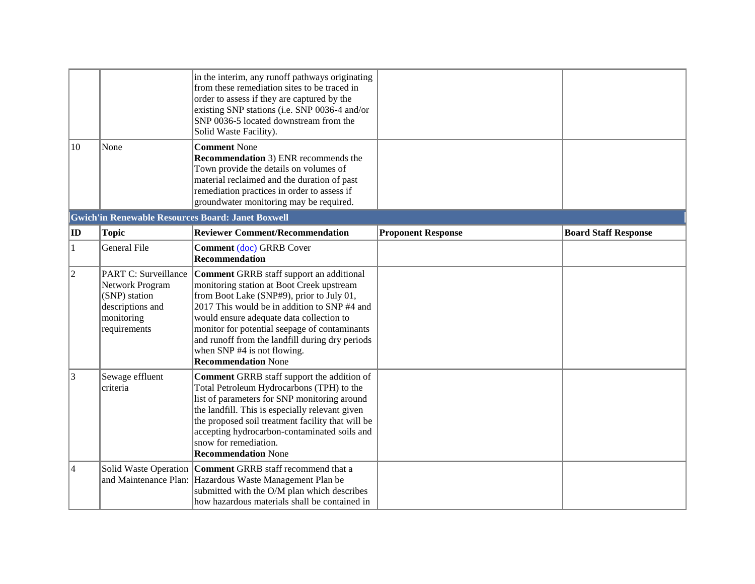| | | | | |
|---|---|---|---|---|
| | | in the interim, any runoff pathways originating from these remediation sites to be traced in order to assess if they are captured by the existing SNP stations (i.e. SNP 0036-4 and/or SNP 0036-5 located downstream from the Solid Waste Facility). | | |
| 10 | None | **Comment** None<br>**Recommendation** 3) ENR recommends the Town provide the details on volumes of material reclaimed and the duration of past remediation practices in order to assess if groundwater monitoring may be required. | | |

**Gwich'in Renewable Resources Board: Janet Boxwell**

| ID | Topic | Reviewer Comment/Recommendation | Proponent Response | Board Staff Response |
|---|---|---|---|---|
| 1 | General File | **Comment** (doc) GRRB Cover<br>**Recommendation** | | |
| 2 | PART C: Surveillance Network Program (SNP) station descriptions and monitoring requirements | **Comment** GRRB staff support an additional monitoring station at Boot Creek upstream from Boot Lake (SNP#9), prior to July 01, 2017 This would be in addition to SNP #4 and would ensure adequate data collection to monitor for potential seepage of contaminants and runoff from the landfill during dry periods when SNP #4 is not flowing.<br>**Recommendation** None | | |
| 3 | Sewage effluent criteria | **Comment** GRRB staff support the addition of Total Petroleum Hydrocarbons (TPH) to the list of parameters for SNP monitoring around the landfill. This is especially relevant given the proposed soil treatment facility that will be accepting hydrocarbon-contaminated soils and snow for remediation.<br>**Recommendation** None | | |
| 4 | Solid Waste Operation and Maintenance Plan: | **Comment** GRRB staff recommend that a Hazardous Waste Management Plan be submitted with the O/M plan which describes how hazardous materials shall be contained in | | |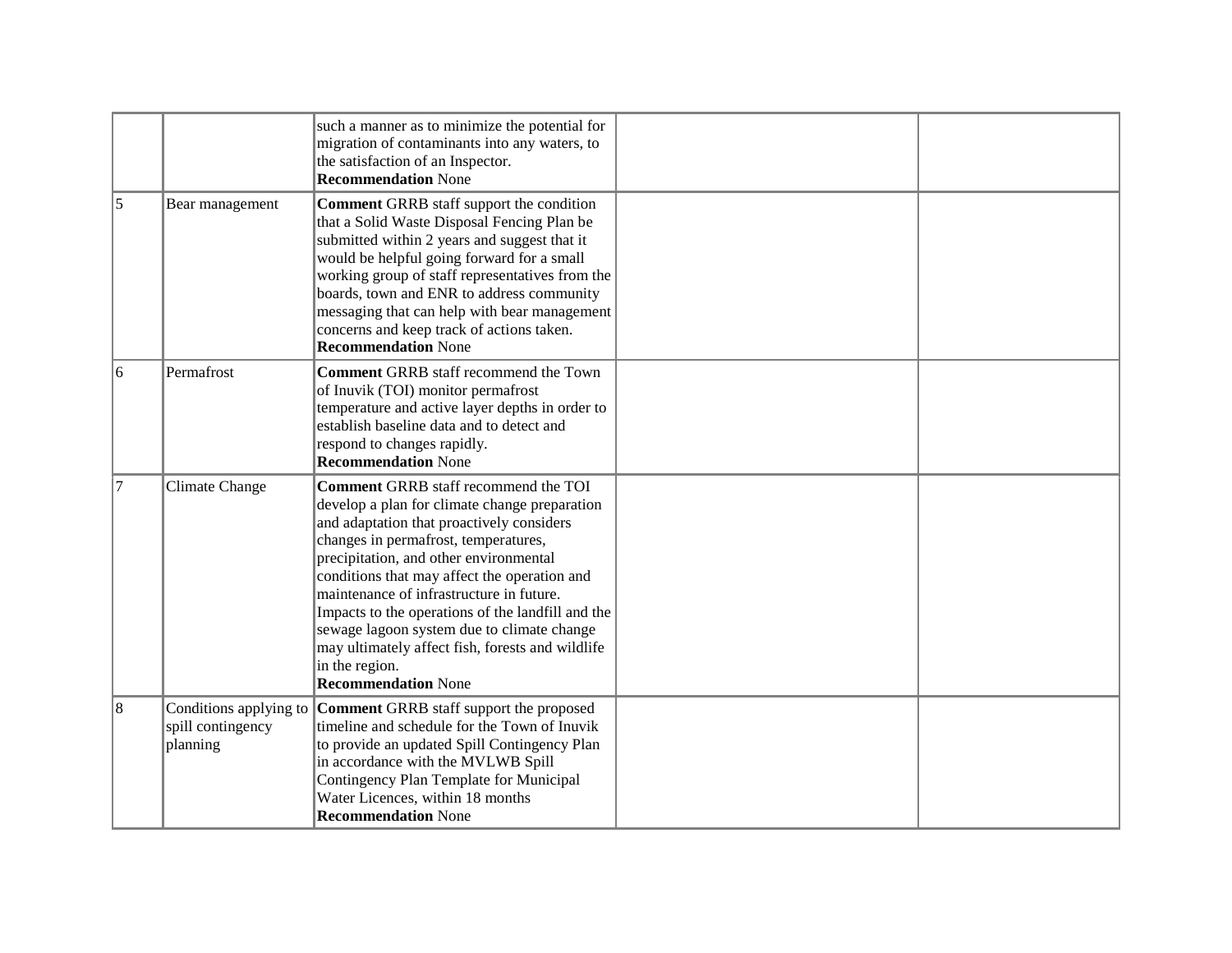|  |  |  |  |  |
|---|---|---|---|---|
|  |  | such a manner as to minimize the potential for migration of contaminants into any waters, to the satisfaction of an Inspector.<br>**Recommendation** None |  |  |
| 5 | Bear management | **Comment** GRRB staff support the condition that a Solid Waste Disposal Fencing Plan be submitted within 2 years and suggest that it would be helpful going forward for a small working group of staff representatives from the boards, town and ENR to address community messaging that can help with bear management concerns and keep track of actions taken.<br>**Recommendation** None |  |  |
| 6 | Permafrost | **Comment** GRRB staff recommend the Town of Inuvik (TOI) monitor permafrost temperature and active layer depths in order to establish baseline data and to detect and respond to changes rapidly.<br>**Recommendation** None |  |  |
| 7 | Climate Change | **Comment** GRRB staff recommend the TOI develop a plan for climate change preparation and adaptation that proactively considers changes in permafrost, temperatures, precipitation, and other environmental conditions that may affect the operation and maintenance of infrastructure in future. Impacts to the operations of the landfill and the sewage lagoon system due to climate change may ultimately affect fish, forests and wildlife in the region.<br>**Recommendation** None |  |  |
| 8 | Conditions applying to spill contingency planning | **Comment** GRRB staff support the proposed timeline and schedule for the Town of Inuvik to provide an updated Spill Contingency Plan in accordance with the MVLWB Spill Contingency Plan Template for Municipal Water Licences, within 18 months<br>**Recommendation** None |  |  |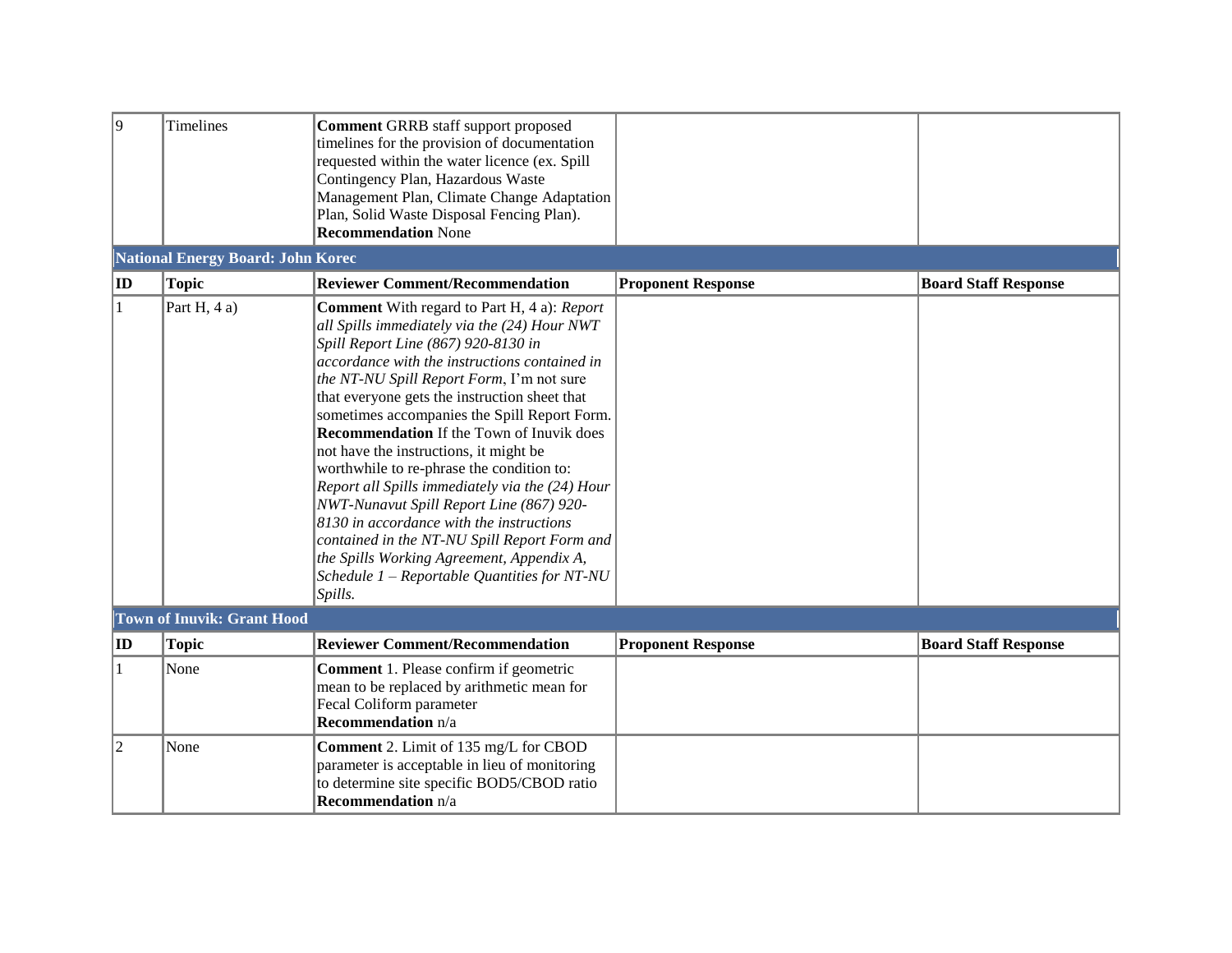| ID | Topic | Reviewer Comment/Recommendation | Proponent Response | Board Staff Response |
|---|---|---|---|---|
| 9 | Timelines | **Comment** GRRB staff support proposed timelines for the provision of documentation requested within the water licence (ex. Spill Contingency Plan, Hazardous Waste Management Plan, Climate Change Adaptation Plan, Solid Waste Disposal Fencing Plan). **Recommendation** None | | |
| **National Energy Board: John Korec** | | | | |
| **ID** | **Topic** | **Reviewer Comment/Recommendation** | **Proponent Response** | **Board Staff Response** |
| 1 | Part H, 4 a) | **Comment** With regard to Part H, 4 a): *Report all Spills immediately via the (24) Hour NWT Spill Report Line (867) 920-8130 in accordance with the instructions contained in the NT-NU Spill Report Form*, I'm not sure that everyone gets the instruction sheet that sometimes accompanies the Spill Report Form. **Recommendation** If the Town of Inuvik does not have the instructions, it might be worthwhile to re-phrase the condition to: *Report all Spills immediately via the (24) Hour NWT-Nunavut Spill Report Line (867) 920-8130 in accordance with the instructions contained in the NT-NU Spill Report Form and the Spills Working Agreement, Appendix A, Schedule 1 – Reportable Quantities for NT-NU Spills.* | | |
| **Town of Inuvik: Grant Hood** | | | | |
| **ID** | **Topic** | **Reviewer Comment/Recommendation** | **Proponent Response** | **Board Staff Response** |
| 1 | None | **Comment** 1. Please confirm if geometric mean to be replaced by arithmetic mean for Fecal Coliform parameter **Recommendation** n/a | | |
| 2 | None | **Comment** 2. Limit of 135 mg/L for CBOD parameter is acceptable in lieu of monitoring to determine site specific BOD5/CBOD ratio **Recommendation** n/a | | |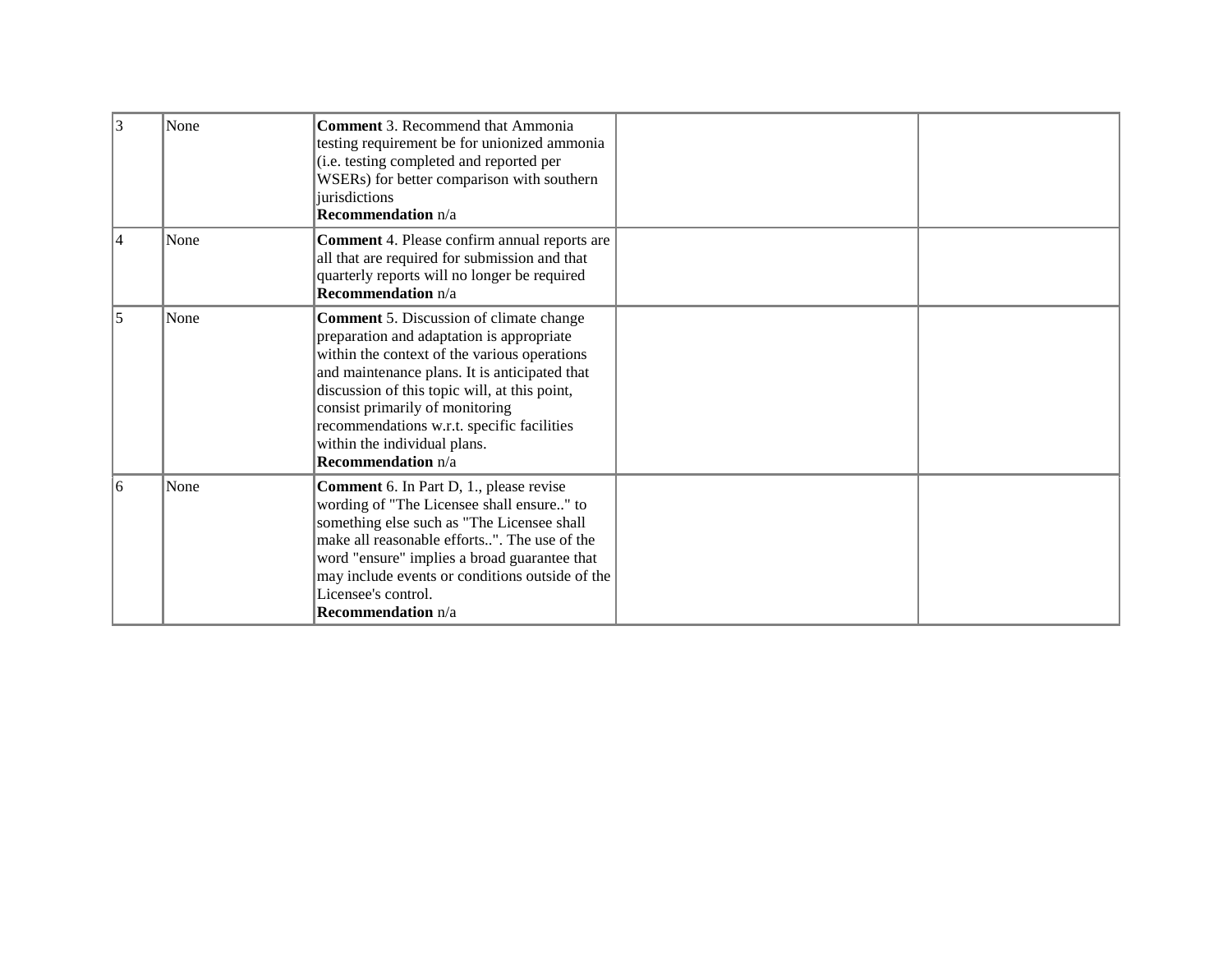| | | | | |
|---|---|---|---|---|
| 3 | None | **Comment** 3. Recommend that Ammonia testing requirement be for unionized ammonia (i.e. testing completed and reported per WSERs) for better comparison with southern jurisdictions<br>**Recommendation** n/a | | |
| 4 | None | **Comment** 4. Please confirm annual reports are all that are required for submission and that quarterly reports will no longer be required<br>**Recommendation** n/a | | |
| 5 | None | **Comment** 5. Discussion of climate change preparation and adaptation is appropriate within the context of the various operations and maintenance plans. It is anticipated that discussion of this topic will, at this point, consist primarily of monitoring recommendations w.r.t. specific facilities within the individual plans.<br>**Recommendation** n/a | | |
| 6 | None | **Comment** 6. In Part D, 1., please revise wording of "The Licensee shall ensure.." to something else such as "The Licensee shall make all reasonable efforts..". The use of the word "ensure" implies a broad guarantee that may include events or conditions outside of the Licensee's control.<br>**Recommendation** n/a | | |